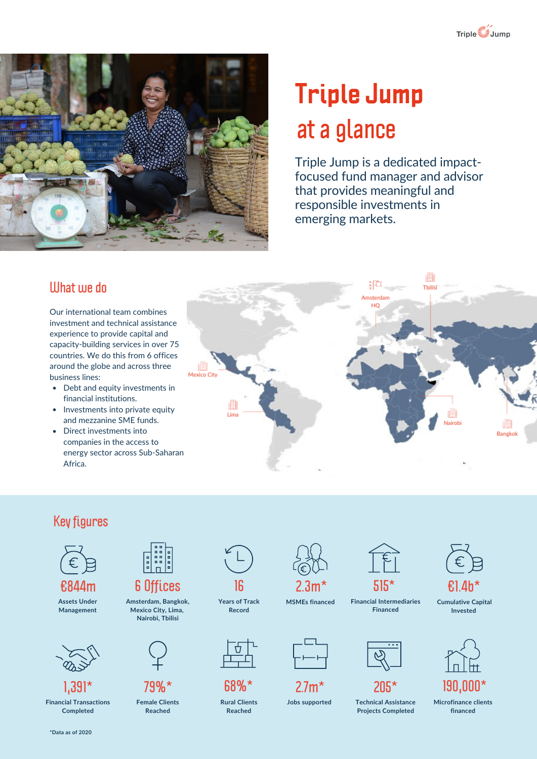# Triple Jump at a glance

Triple Jump is a dedicated impact-focused fund manager and advisor that provides meaningful and responsible investments in emerging markets.

## What we do

Our international team combines investment and technical assistance experience to provide capital and capacity-building services in over 75 countries. We do this from 6 offices around the globe and across three business lines:

- Debt and equity investments in financial institutions.
- Investments into private equity and mezzanine SME funds.
- Direct investments into companies in the access to energy sector across Sub-Saharan Africa.

Amsterdam HQ, Tbilisi, Mexico City, Lima, Nairobi, Bangkok

## Key figures

- **€844m** Assets Under Management
- **6 Offices** Amsterdam, Bangkok, Mexico City, Lima, Nairobi, Tbilisi
- **16** Years of Track Record
- **2.3m*** MSMEs financed
- **515*** Financial Intermediaries Financed
- **€1.4b*** Cumulative Capital Invested
- **1,391*** Financial Transactions Completed
- **79%*** Female Clients Reached
- **68%*** Rural Clients Reached
- **2.7m*** Jobs supported
- **205*** Technical Assistance Projects Completed
- **190,000*** Microfinance clients financed

*Data as of 2020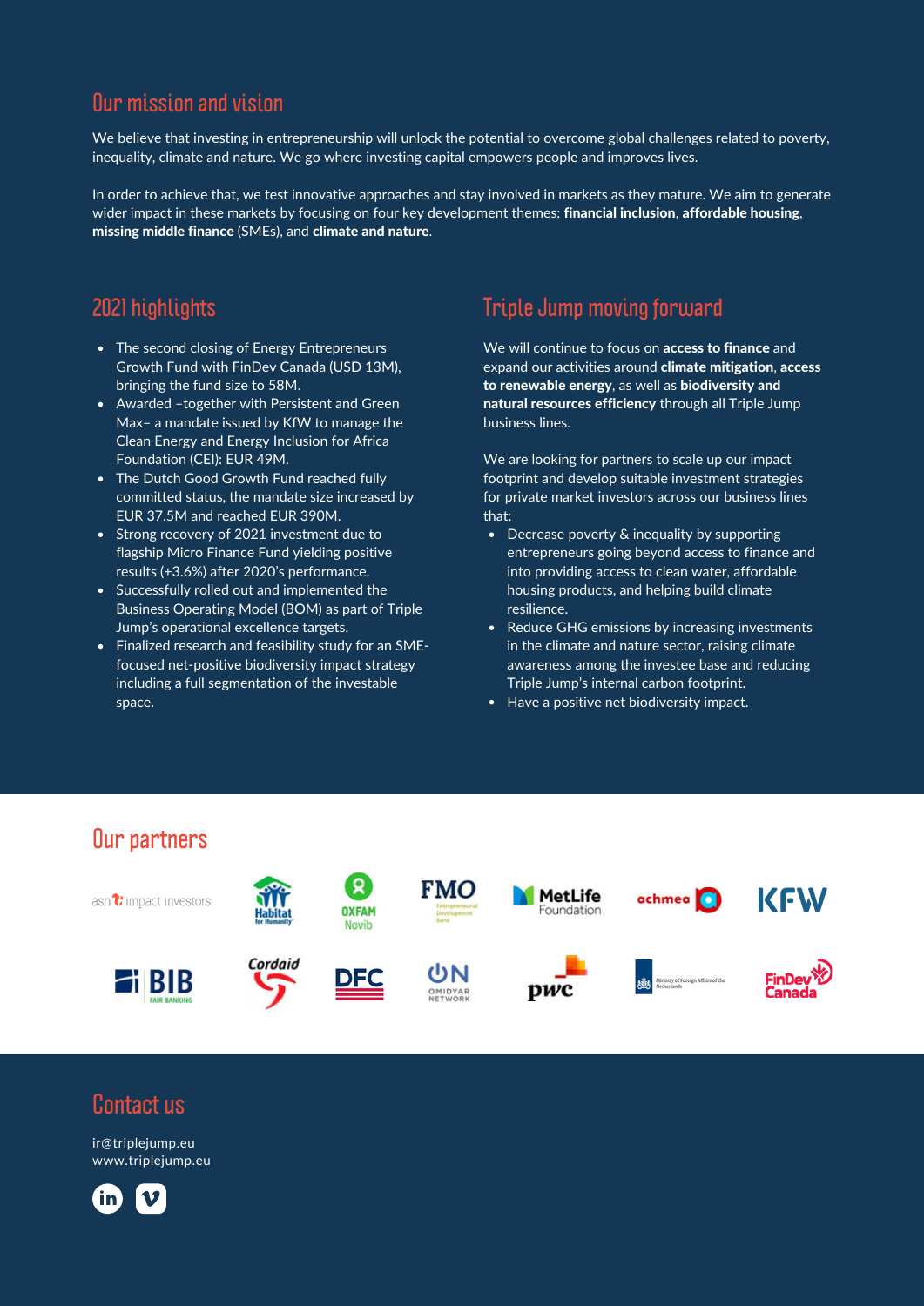## Our mission and vision

We believe that investing in entrepreneurship will unlock the potential to overcome global challenges related to poverty, inequality, climate and nature. We go where investing capital empowers people and improves lives.

In order to achieve that, we test innovative approaches and stay involved in markets as they mature. We aim to generate wider impact in these markets by focusing on four key development themes: **financial inclusion**, **affordable housing**, **missing middle finance** (SMEs), and **climate and nature**.

## 2021 highlights

- The second closing of Energy Entrepreneurs Growth Fund with FinDev Canada (USD 13M), bringing the fund size to 58M.
- Awarded –together with Persistent and Green Max– a mandate issued by KfW to manage the Clean Energy and Energy Inclusion for Africa Foundation (CEI): EUR 49M.
- The Dutch Good Growth Fund reached fully committed status, the mandate size increased by EUR 37.5M and reached EUR 390M.
- Strong recovery of 2021 investment due to flagship Micro Finance Fund yielding positive results (+3.6%) after 2020's performance.
- Successfully rolled out and implemented the Business Operating Model (BOM) as part of Triple Jump's operational excellence targets.
- Finalized research and feasibility study for an SME-focused net-positive biodiversity impact strategy including a full segmentation of the investable space.

## Triple Jump moving forward

We will continue to focus on **access to finance** and expand our activities around **climate mitigation**, **access to renewable energy**, as well as **biodiversity and natural resources efficiency** through all Triple Jump business lines.

We are looking for partners to scale up our impact footprint and develop suitable investment strategies for private market investors across our business lines that:

- Decrease poverty & inequality by supporting entrepreneurs going beyond access to finance and into providing access to clean water, affordable housing products, and helping build climate resilience.
- Reduce GHG emissions by increasing investments in the climate and nature sector, raising climate awareness among the investee base and reducing Triple Jump's internal carbon footprint.
- Have a positive net biodiversity impact.

## Our partners

asn impact investors, Habitat for Humanity, OXFAM Novib, FMO, MetLife Foundation, achmea, KfW, BIB Fair Banking, Cordaid, DFC, Omidyar Network, pwc, Ministry of Foreign Affairs of the Netherlands, FinDev Canada

## Contact us

ir@triplejump.eu
www.triplejump.eu